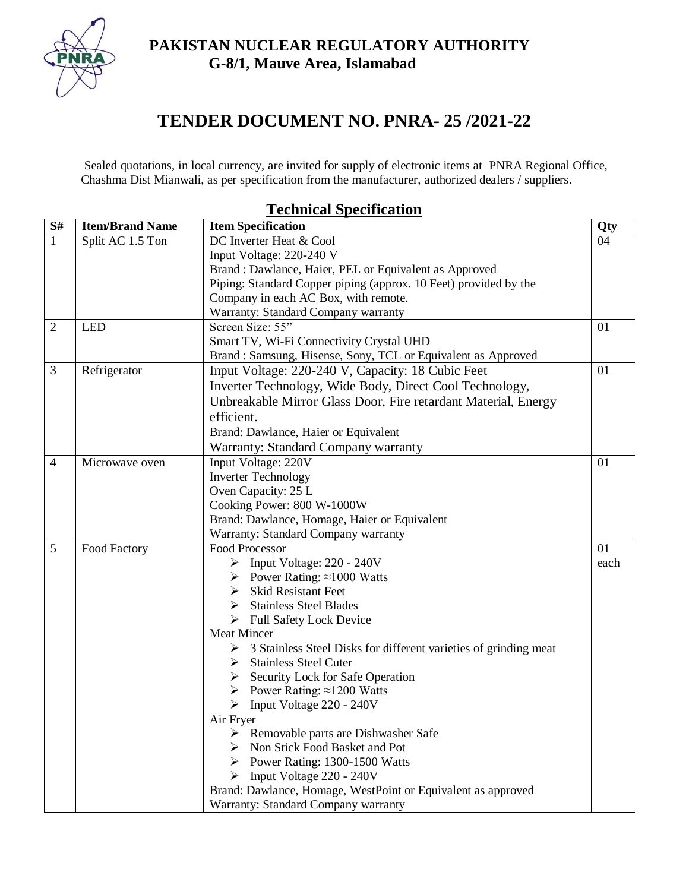# PAKISTAN NUCLEAR REGULATORY AUTHORITY
## G-8/1, Mauve Area, Islamabad

# TENDER DOCUMENT NO. PNRA- 25 /2021-22

Sealed quotations, in local currency, are invited for supply of electronic items at PNRA Regional Office, Chashma Dist Mianwali, as per specification from the manufacturer, authorized dealers / suppliers.

## Technical Specification

| S# | Item/Brand Name | Item Specification | Qty |
|---|---|---|---|
| 1 | Split AC 1.5 Ton | DC Inverter Heat & Cool<br>Input Voltage: 220-240 V<br>Brand : Dawlance, Haier, PEL or Equivalent as Approved<br>Piping: Standard Copper piping (approx. 10 Feet) provided by the Company in each AC Box, with remote.<br>Warranty: Standard Company warranty | 04 |
| 2 | LED | Screen Size: 55"<br>Smart TV, Wi-Fi Connectivity Crystal UHD<br>Brand : Samsung, Hisense, Sony, TCL or Equivalent as Approved | 01 |
| 3 | Refrigerator | Input Voltage: 220-240 V, Capacity: 18 Cubic Feet<br>Inverter Technology, Wide Body, Direct Cool Technology, Unbreakable Mirror Glass Door, Fire retardant Material, Energy efficient.<br>Brand: Dawlance, Haier or Equivalent<br>Warranty: Standard Company warranty | 01 |
| 4 | Microwave oven | Input Voltage: 220V<br>Inverter Technology<br>Oven Capacity: 25 L<br>Cooking Power: 800 W-1000W<br>Brand: Dawlance, Homage, Haier or Equivalent<br>Warranty: Standard Company warranty | 01 |
| 5 | Food Factory | Food Processor<br>➢ Input Voltage: 220 - 240V<br>➢ Power Rating: ≈1000 Watts<br>➢ Skid Resistant Feet<br>➢ Stainless Steel Blades<br>➢ Full Safety Lock Device<br>Meat Mincer<br>➢ 3 Stainless Steel Disks for different varieties of grinding meat<br>➢ Stainless Steel Cuter<br>➢ Security Lock for Safe Operation<br>➢ Power Rating: ≈1200 Watts<br>➢ Input Voltage 220 - 240V<br>Air Fryer<br>➢ Removable parts are Dishwasher Safe<br>➢ Non Stick Food Basket and Pot<br>➢ Power Rating: 1300-1500 Watts<br>➢ Input Voltage 220 - 240V<br>Brand: Dawlance, Homage, WestPoint or Equivalent as approved<br>Warranty: Standard Company warranty | 01 each |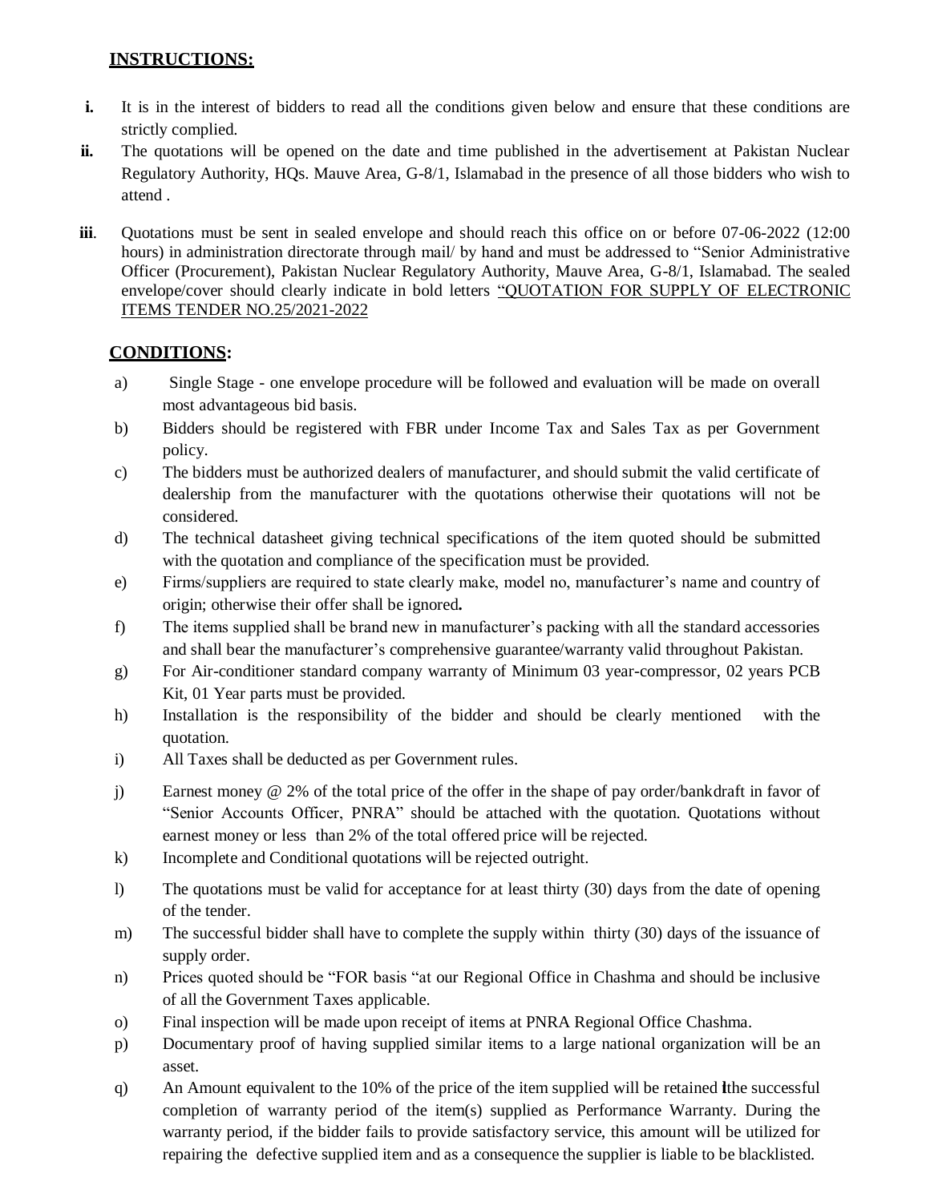## INSTRUCTIONS:

- **i.** It is in the interest of bidders to read all the conditions given below and ensure that these conditions are strictly complied.
- **ii.** The quotations will be opened on the date and time published in the advertisement at Pakistan Nuclear Regulatory Authority, HQs. Mauve Area, G-8/1, Islamabad in the presence of all those bidders who wish to attend .
- **iii**. Quotations must be sent in sealed envelope and should reach this office on or before 07-06-2022 (12:00 hours) in administration directorate through mail/ by hand and must be addressed to "Senior Administrative Officer (Procurement), Pakistan Nuclear Regulatory Authority, Mauve Area, G-8/1, Islamabad. The sealed envelope/cover should clearly indicate in bold letters "QUOTATION FOR SUPPLY OF ELECTRONIC ITEMS TENDER NO.25/2021-2022

## CONDITIONS:

a) Single Stage - one envelope procedure will be followed and evaluation will be made on overall most advantageous bid basis.

b) Bidders should be registered with FBR under Income Tax and Sales Tax as per Government policy.

c) The bidders must be authorized dealers of manufacturer, and should submit the valid certificate of dealership from the manufacturer with the quotations otherwise their quotations will not be considered.

d) The technical datasheet giving technical specifications of the item quoted should be submitted with the quotation and compliance of the specification must be provided.

e) Firms/suppliers are required to state clearly make, model no, manufacturer's name and country of origin; otherwise their offer shall be ignored**.**

f) The items supplied shall be brand new in manufacturer's packing with all the standard accessories and shall bear the manufacturer's comprehensive guarantee/warranty valid throughout Pakistan.

g) For Air-conditioner standard company warranty of Minimum 03 year-compressor, 02 years PCB Kit, 01 Year parts must be provided.

h) Installation is the responsibility of the bidder and should be clearly mentioned with the quotation.

i) All Taxes shall be deducted as per Government rules.

j) Earnest money @ 2% of the total price of the offer in the shape of pay order/bankdraft in favor of "Senior Accounts Officer, PNRA" should be attached with the quotation. Quotations without earnest money or less than 2% of the total offered price will be rejected.

k) Incomplete and Conditional quotations will be rejected outright.

l) The quotations must be valid for acceptance for at least thirty (30) days from the date of opening of the tender.

m) The successful bidder shall have to complete the supply within thirty (30) days of the issuance of supply order.

n) Prices quoted should be "FOR basis "at our Regional Office in Chashma and should be inclusive of all the Government Taxes applicable.

o) Final inspection will be made upon receipt of items at PNRA Regional Office Chashma.

p) Documentary proof of having supplied similar items to a large national organization will be an asset.

q) An Amount equivalent to the 10% of the price of the item supplied will be retained lthe successful completion of warranty period of the item(s) supplied as Performance Warranty. During the warranty period, if the bidder fails to provide satisfactory service, this amount will be utilized for repairing the defective supplied item and as a consequence the supplier is liable to be blacklisted.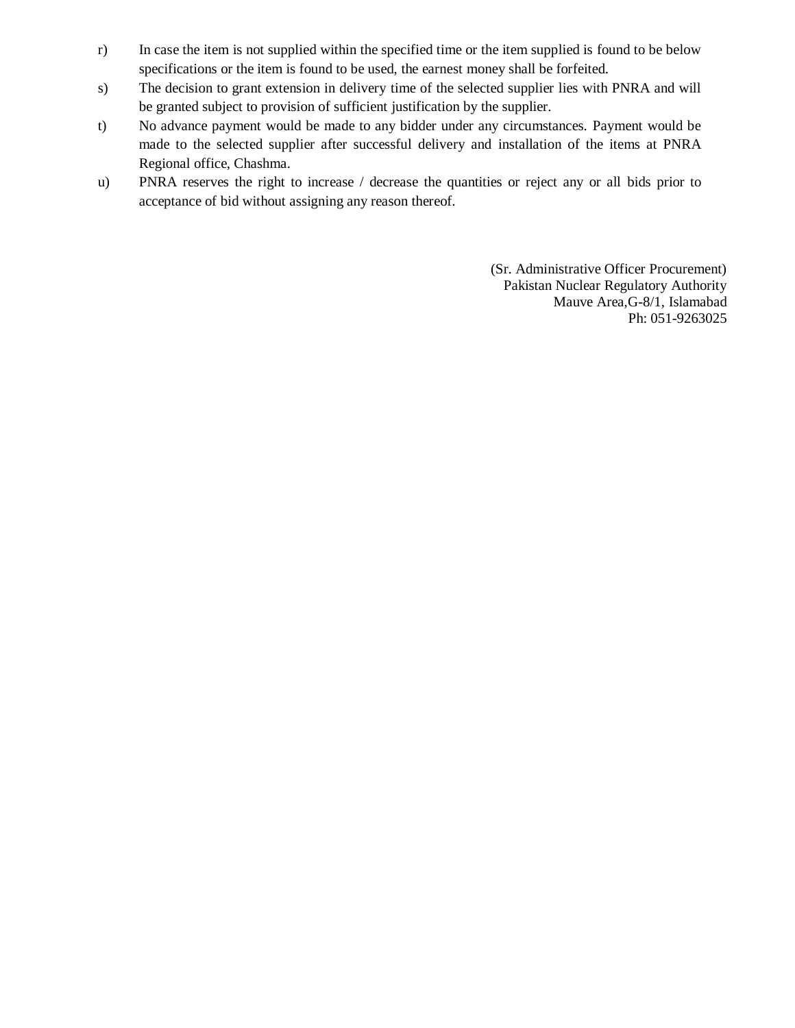r) In case the item is not supplied within the specified time or the item supplied is found to be below specifications or the item is found to be used, the earnest money shall be forfeited.

s) The decision to grant extension in delivery time of the selected supplier lies with PNRA and will be granted subject to provision of sufficient justification by the supplier.

t) No advance payment would be made to any bidder under any circumstances. Payment would be made to the selected supplier after successful delivery and installation of the items at PNRA Regional office, Chashma.

u) PNRA reserves the right to increase / decrease the quantities or reject any or all bids prior to acceptance of bid without assigning any reason thereof.

(Sr. Administrative Officer Procurement)
Pakistan Nuclear Regulatory Authority
Mauve Area,G-8/1, Islamabad
Ph: 051-9263025